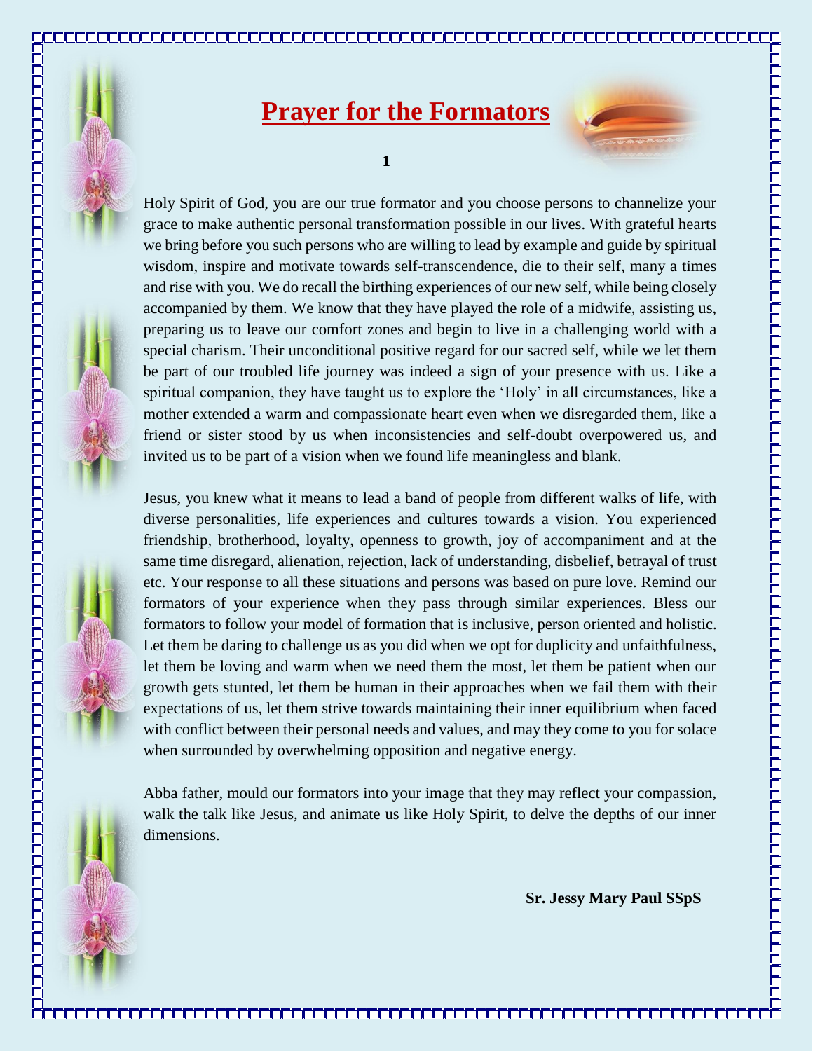# Prayer for the Formators

Holy Spirit of God, you are our true formator and you choose persons to channelize your grace to make authentic personal transformation possible in our lives. With grateful hearts we bring before you such persons who are willing to lead by example and guide by spiritual wisdom, inspire and motivate towards self-transcendence, die to their self, many a times and rise with you. We do recall the birthing experiences of our new self, while being closely accompanied by them. We know that they have played the role of a midwife, assisting us, preparing us to leave our comfort zones and begin to live in a challenging world with a special charism. Their unconditional positive regard for our sacred self, while we let them be part of our troubled life journey was indeed a sign of your presence with us. Like a spiritual companion, they have taught us to explore the 'Holy' in all circumstances, like a mother extended a warm and compassionate heart even when we disregarded them, like a friend or sister stood by us when inconsistencies and self-doubt overpowered us, and invited us to be part of a vision when we found life meaningless and blank.

Jesus, you knew what it means to lead a band of people from different walks of life, with diverse personalities, life experiences and cultures towards a vision. You experienced friendship, brotherhood, loyalty, openness to growth, joy of accompaniment and at the same time disregard, alienation, rejection, lack of understanding, disbelief, betrayal of trust etc. Your response to all these situations and persons was based on pure love. Remind our formators of your experience when they pass through similar experiences. Bless our formators to follow your model of formation that is inclusive, person oriented and holistic. Let them be daring to challenge us as you did when we opt for duplicity and unfaithfulness, let them be loving and warm when we need them the most, let them be patient when our growth gets stunted, let them be human in their approaches when we fail them with their expectations of us, let them strive towards maintaining their inner equilibrium when faced with conflict between their personal needs and values, and may they come to you for solace when surrounded by overwhelming opposition and negative energy.

Abba father, mould our formators into your image that they may reflect your compassion, walk the talk like Jesus, and animate us like Holy Spirit, to delve the depths of our inner dimensions.

**Sr. Jessy Mary Paul SSpS**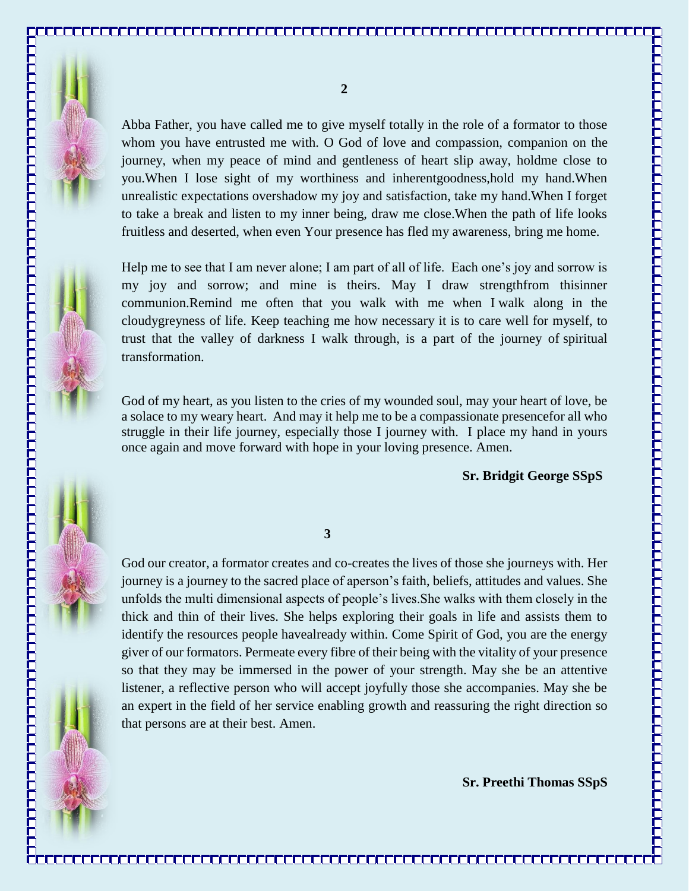**2**

Abba Father, you have called me to give myself totally in the role of a formator to those whom you have entrusted me with. O God of love and compassion, companion on the journey, when my peace of mind and gentleness of heart slip away, holdme close to you.When I lose sight of my worthiness and inherentgoodness,hold my hand.When unrealistic expectations overshadow my joy and satisfaction, take my hand.When I forget to take a break and listen to my inner being, draw me close.When the path of life looks fruitless and deserted, when even Your presence has fled my awareness, bring me home.

Help me to see that I am never alone; I am part of all of life. Each one's joy and sorrow is my joy and sorrow; and mine is theirs. May I draw strengthfrom thisinner communion.Remind me often that you walk with me when I walk along in the cloudygreyness of life. Keep teaching me how necessary it is to care well for myself, to trust that the valley of darkness I walk through, is a part of the journey of spiritual transformation.

God of my heart, as you listen to the cries of my wounded soul, may your heart of love, be a solace to my weary heart. And may it help me to be a compassionate presencefor all who struggle in their life journey, especially those I journey with. I place my hand in yours once again and move forward with hope in your loving presence. Amen.

**Sr. Bridgit George SSpS**

**3**

God our creator, a formator creates and co-creates the lives of those she journeys with. Her journey is a journey to the sacred place of aperson's faith, beliefs, attitudes and values. She unfolds the multi dimensional aspects of people's lives.She walks with them closely in the thick and thin of their lives. She helps exploring their goals in life and assists them to identify the resources people havealready within. Come Spirit of God, you are the energy giver of our formators. Permeate every fibre of their being with the vitality of your presence so that they may be immersed in the power of your strength. May she be an attentive listener, a reflective person who will accept joyfully those she accompanies. May she be an expert in the field of her service enabling growth and reassuring the right direction so that persons are at their best. Amen.

**Sr. Preethi Thomas SSpS**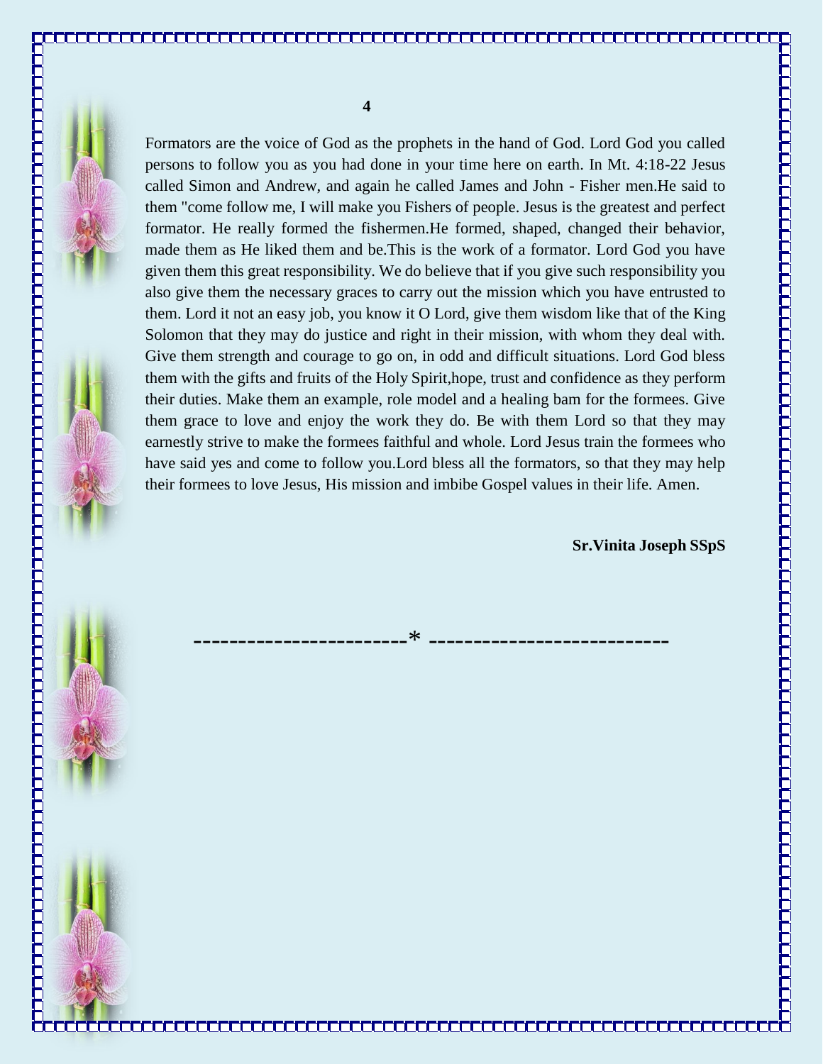Formators are the voice of God as the prophets in the hand of God. Lord God you called persons to follow you as you had done in your time here on earth. In Mt. 4:18-22 Jesus called Simon and Andrew, and again he called James and John - Fisher men.He said to them "come follow me, I will make you Fishers of people. Jesus is the greatest and perfect formator. He really formed the fishermen.He formed, shaped, changed their behavior, made them as He liked them and be.This is the work of a formator. Lord God you have given them this great responsibility. We do believe that if you give such responsibility you also give them the necessary graces to carry out the mission which you have entrusted to them. Lord it not an easy job, you know it O Lord, give them wisdom like that of the King Solomon that they may do justice and right in their mission, with whom they deal with. Give them strength and courage to go on, in odd and difficult situations. Lord God bless them with the gifts and fruits of the Holy Spirit,hope, trust and confidence as they perform their duties. Make them an example, role model and a healing bam for the formees. Give them grace to love and enjoy the work they do. Be with them Lord so that they may earnestly strive to make the formees faithful and whole. Lord Jesus train the formees who have said yes and come to follow you.Lord bless all the formators, so that they may help their formees to love Jesus, His mission and imbibe Gospel values in their life. Amen.

**Sr.Vinita Joseph SSpS**

------------------------* --------------------------